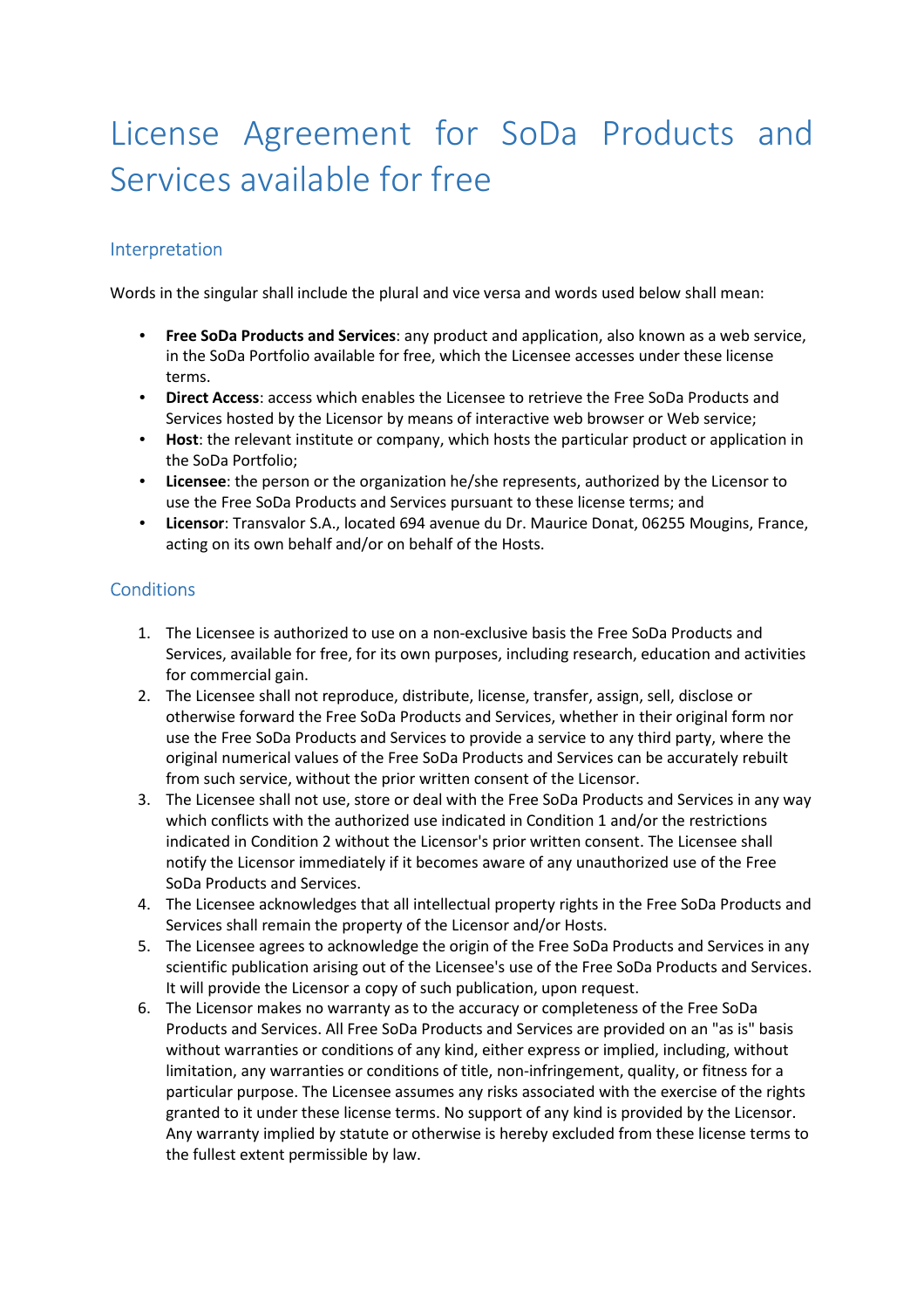# License Agreement for SoDa Products and Services available for free

## Interpretation

Words in the singular shall include the plural and vice versa and words used below shall mean:

- **Free SoDa Products and Services**: any product and application, also known as a web service, in the SoDa Portfolio available for free, which the Licensee accesses under these license terms.
- **Direct Access**: access which enables the Licensee to retrieve the Free SoDa Products and Services hosted by the Licensor by means of interactive web browser or Web service;
- **Host**: the relevant institute or company, which hosts the particular product or application in the SoDa Portfolio;
- **Licensee**: the person or the organization he/she represents, authorized by the Licensor to use the Free SoDa Products and Services pursuant to these license terms; and
- **Licensor**: Transvalor S.A., located 694 avenue du Dr. Maurice Donat, 06255 Mougins, France, acting on its own behalf and/or on behalf of the Hosts.

## Conditions

1. The Licensee is authorized to use on a non-exclusive basis the Free SoDa Products and Services, available for free, for its own purposes, including research, education and activities for commercial gain.
2. The Licensee shall not reproduce, distribute, license, transfer, assign, sell, disclose or otherwise forward the Free SoDa Products and Services, whether in their original form nor use the Free SoDa Products and Services to provide a service to any third party, where the original numerical values of the Free SoDa Products and Services can be accurately rebuilt from such service, without the prior written consent of the Licensor.
3. The Licensee shall not use, store or deal with the Free SoDa Products and Services in any way which conflicts with the authorized use indicated in Condition 1 and/or the restrictions indicated in Condition 2 without the Licensor's prior written consent. The Licensee shall notify the Licensor immediately if it becomes aware of any unauthorized use of the Free SoDa Products and Services.
4. The Licensee acknowledges that all intellectual property rights in the Free SoDa Products and Services shall remain the property of the Licensor and/or Hosts.
5. The Licensee agrees to acknowledge the origin of the Free SoDa Products and Services in any scientific publication arising out of the Licensee's use of the Free SoDa Products and Services. It will provide the Licensor a copy of such publication, upon request.
6. The Licensor makes no warranty as to the accuracy or completeness of the Free SoDa Products and Services. All Free SoDa Products and Services are provided on an "as is" basis without warranties or conditions of any kind, either express or implied, including, without limitation, any warranties or conditions of title, non-infringement, quality, or fitness for a particular purpose. The Licensee assumes any risks associated with the exercise of the rights granted to it under these license terms. No support of any kind is provided by the Licensor. Any warranty implied by statute or otherwise is hereby excluded from these license terms to the fullest extent permissible by law.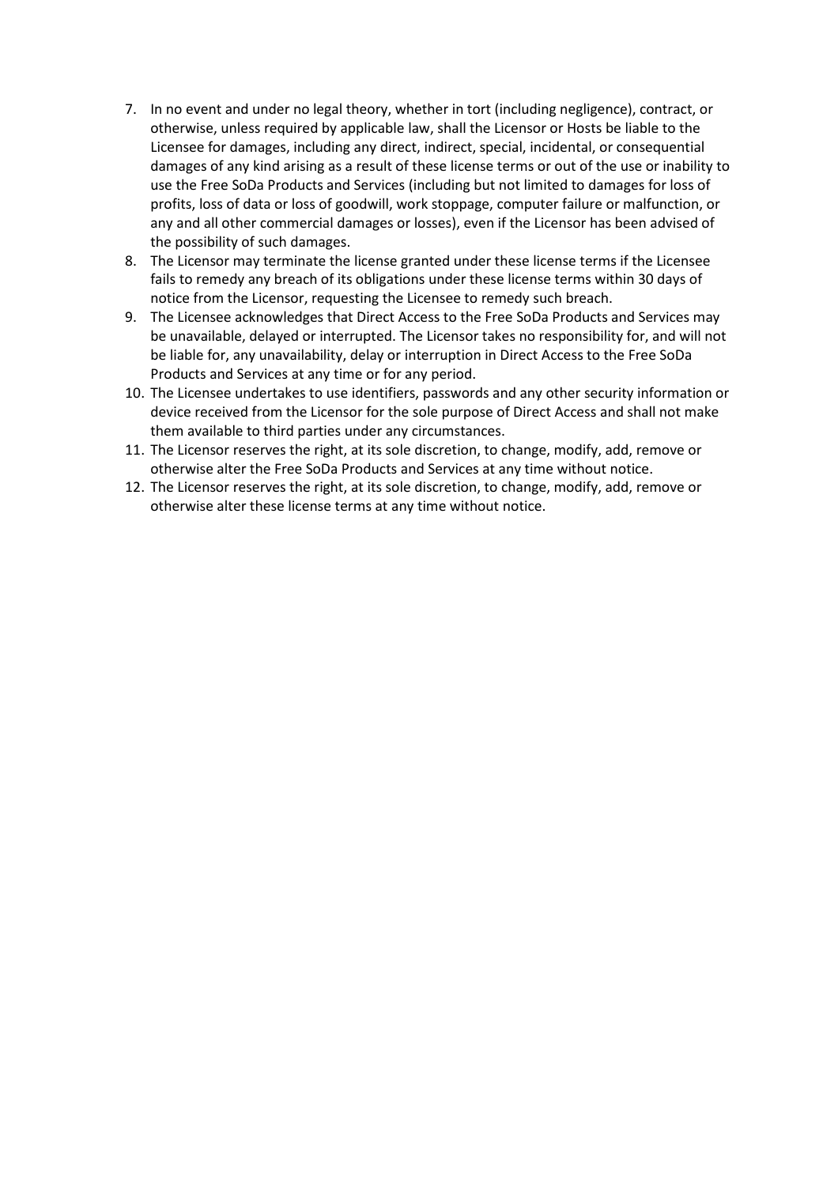7. In no event and under no legal theory, whether in tort (including negligence), contract, or otherwise, unless required by applicable law, shall the Licensor or Hosts be liable to the Licensee for damages, including any direct, indirect, special, incidental, or consequential damages of any kind arising as a result of these license terms or out of the use or inability to use the Free SoDa Products and Services (including but not limited to damages for loss of profits, loss of data or loss of goodwill, work stoppage, computer failure or malfunction, or any and all other commercial damages or losses), even if the Licensor has been advised of the possibility of such damages.
8. The Licensor may terminate the license granted under these license terms if the Licensee fails to remedy any breach of its obligations under these license terms within 30 days of notice from the Licensor, requesting the Licensee to remedy such breach.
9. The Licensee acknowledges that Direct Access to the Free SoDa Products and Services may be unavailable, delayed or interrupted. The Licensor takes no responsibility for, and will not be liable for, any unavailability, delay or interruption in Direct Access to the Free SoDa Products and Services at any time or for any period.
10. The Licensee undertakes to use identifiers, passwords and any other security information or device received from the Licensor for the sole purpose of Direct Access and shall not make them available to third parties under any circumstances.
11. The Licensor reserves the right, at its sole discretion, to change, modify, add, remove or otherwise alter the Free SoDa Products and Services at any time without notice.
12. The Licensor reserves the right, at its sole discretion, to change, modify, add, remove or otherwise alter these license terms at any time without notice.